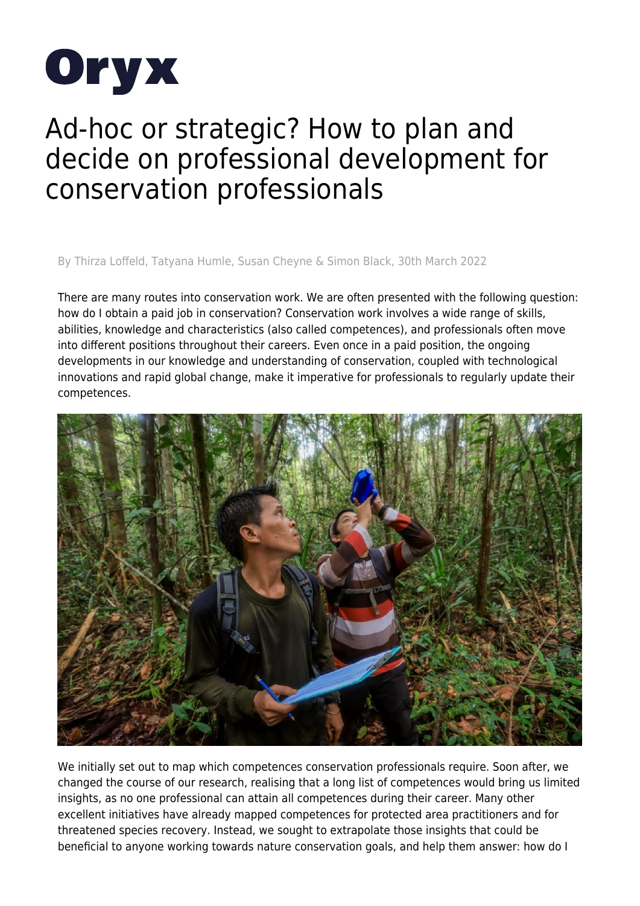# Oryx

# Ad-hoc or strategic? How to plan and decide on professional development for conservation professionals

By Thirza Loffeld, Tatyana Humle, Susan Cheyne & Simon Black, 30th March 2022

There are many routes into conservation work. We are often presented with the following question: how do I obtain a paid job in conservation? Conservation work involves a wide range of skills, abilities, knowledge and characteristics (also called competences), and professionals often move into different positions throughout their careers. Even once in a paid position, the ongoing developments in our knowledge and understanding of conservation, coupled with technological innovations and rapid global change, make it imperative for professionals to regularly update their competences.

We initially set out to map which competences conservation professionals require. Soon after, we changed the course of our research, realising that a long list of competences would bring us limited insights, as no one professional can attain all competences during their career. Many other excellent initiatives have already mapped competences for protected area practitioners and for threatened species recovery. Instead, we sought to extrapolate those insights that could be beneficial to anyone working towards nature conservation goals, and help them answer: how do I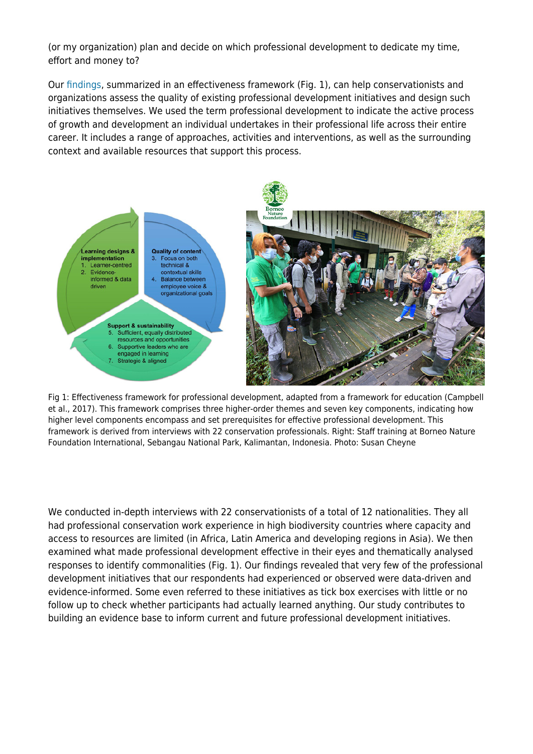(or my organization) plan and decide on which professional development to dedicate my time, effort and money to?

Our findings, summarized in an effectiveness framework (Fig. 1), can help conservationists and organizations assess the quality of existing professional development initiatives and design such initiatives themselves. We used the term professional development to indicate the active process of growth and development an individual undertakes in their professional life across their entire career. It includes a range of approaches, activities and interventions, as well as the surrounding context and available resources that support this process.

**Learning designs & implementation**
1. Learner-centred
2. Evidence-informed & data driven

**Quality of content**
3. Focus on both technical & contextual skills
4. Balance between employee voice & organizational goals

**Support & sustainability**
5. Sufficient, equally distributed resources and opportunities
6. Supportive leaders who are engaged in learning
7. Strategic & aligned

Fig 1: Effectiveness framework for professional development, adapted from a framework for education (Campbell et al., 2017). This framework comprises three higher-order themes and seven key components, indicating how higher level components encompass and set prerequisites for effective professional development. This framework is derived from interviews with 22 conservation professionals. Right: Staff training at Borneo Nature Foundation International, Sebangau National Park, Kalimantan, Indonesia. Photo: Susan Cheyne

We conducted in-depth interviews with 22 conservationists of a total of 12 nationalities. They all had professional conservation work experience in high biodiversity countries where capacity and access to resources are limited (in Africa, Latin America and developing regions in Asia). We then examined what made professional development effective in their eyes and thematically analysed responses to identify commonalities (Fig. 1). Our findings revealed that very few of the professional development initiatives that our respondents had experienced or observed were data-driven and evidence-informed. Some even referred to these initiatives as tick box exercises with little or no follow up to check whether participants had actually learned anything. Our study contributes to building an evidence base to inform current and future professional development initiatives.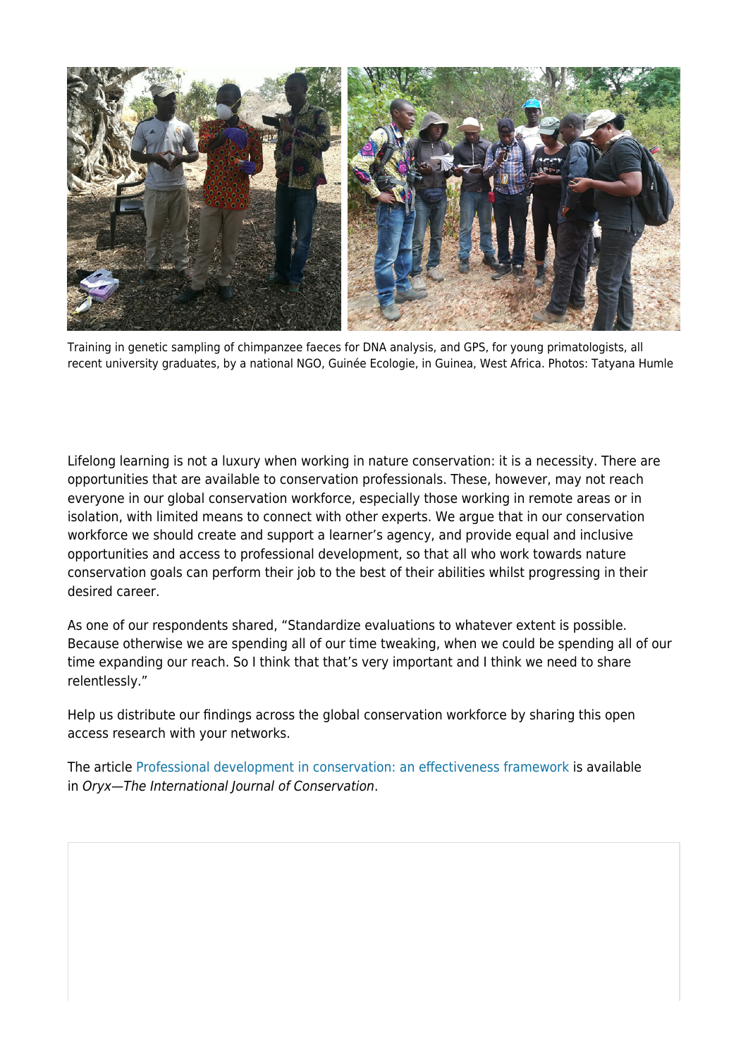Training in genetic sampling of chimpanzee faeces for DNA analysis, and GPS, for young primatologists, all recent university graduates, by a national NGO, Guinée Ecologie, in Guinea, West Africa. Photos: Tatyana Humle

Lifelong learning is not a luxury when working in nature conservation: it is a necessity. There are opportunities that are available to conservation professionals. These, however, may not reach everyone in our global conservation workforce, especially those working in remote areas or in isolation, with limited means to connect with other experts. We argue that in our conservation workforce we should create and support a learner's agency, and provide equal and inclusive opportunities and access to professional development, so that all who work towards nature conservation goals can perform their job to the best of their abilities whilst progressing in their desired career.

As one of our respondents shared, "Standardize evaluations to whatever extent is possible. Because otherwise we are spending all of our time tweaking, when we could be spending all of our time expanding our reach. So I think that that's very important and I think we need to share relentlessly."

Help us distribute our findings across the global conservation workforce by sharing this open access research with your networks.

The article Professional development in conservation: an effectiveness framework is available in *Oryx—The International Journal of Conservation*.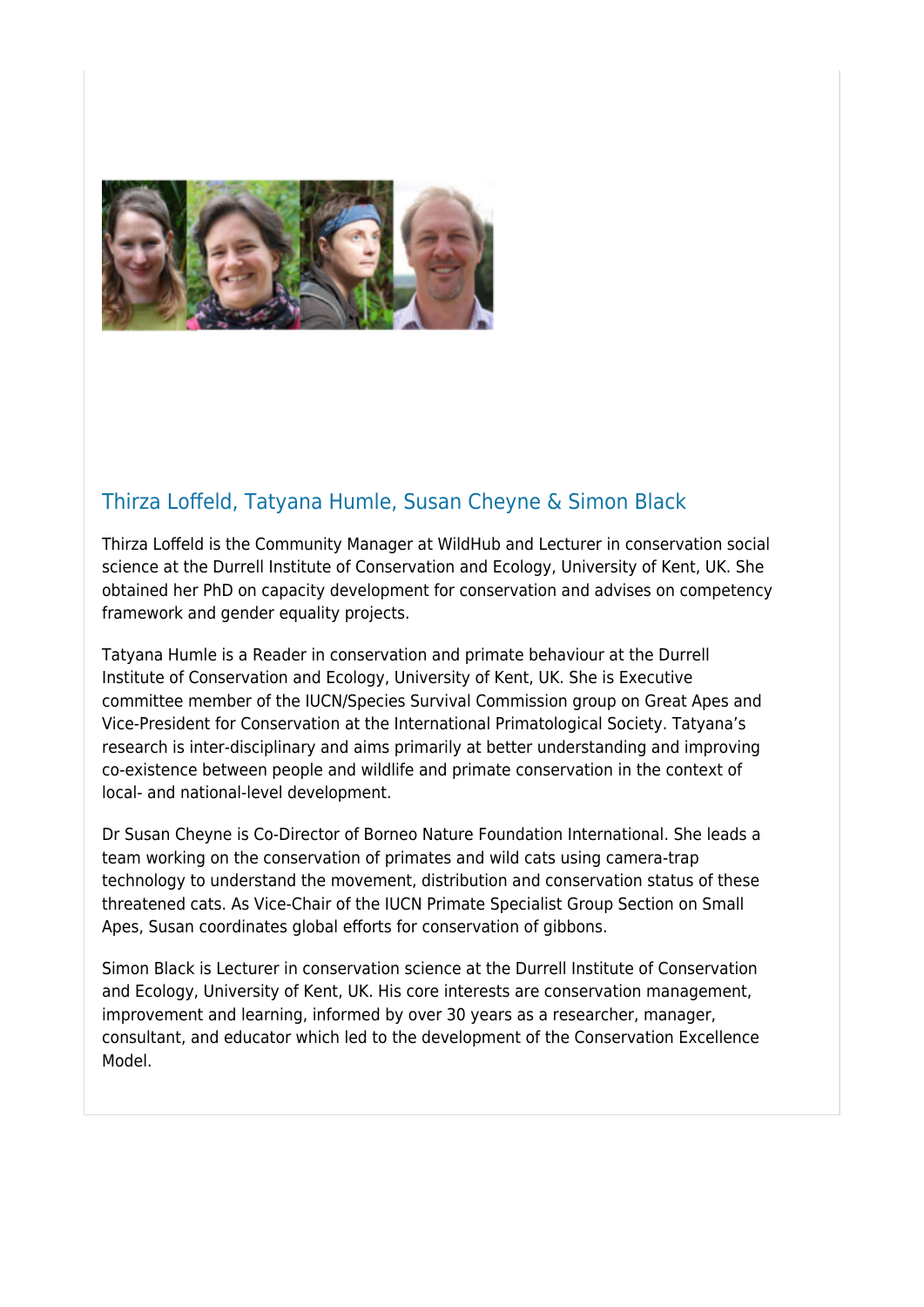## Thirza Loffeld, Tatyana Humle, Susan Cheyne & Simon Black

Thirza Loffeld is the Community Manager at WildHub and Lecturer in conservation social science at the Durrell Institute of Conservation and Ecology, University of Kent, UK. She obtained her PhD on capacity development for conservation and advises on competency framework and gender equality projects.

Tatyana Humle is a Reader in conservation and primate behaviour at the Durrell Institute of Conservation and Ecology, University of Kent, UK. She is Executive committee member of the IUCN/Species Survival Commission group on Great Apes and Vice-President for Conservation at the International Primatological Society. Tatyana's research is inter-disciplinary and aims primarily at better understanding and improving co-existence between people and wildlife and primate conservation in the context of local- and national-level development.

Dr Susan Cheyne is Co-Director of Borneo Nature Foundation International. She leads a team working on the conservation of primates and wild cats using camera-trap technology to understand the movement, distribution and conservation status of these threatened cats. As Vice-Chair of the IUCN Primate Specialist Group Section on Small Apes, Susan coordinates global efforts for conservation of gibbons.

Simon Black is Lecturer in conservation science at the Durrell Institute of Conservation and Ecology, University of Kent, UK. His core interests are conservation management, improvement and learning, informed by over 30 years as a researcher, manager, consultant, and educator which led to the development of the Conservation Excellence Model.